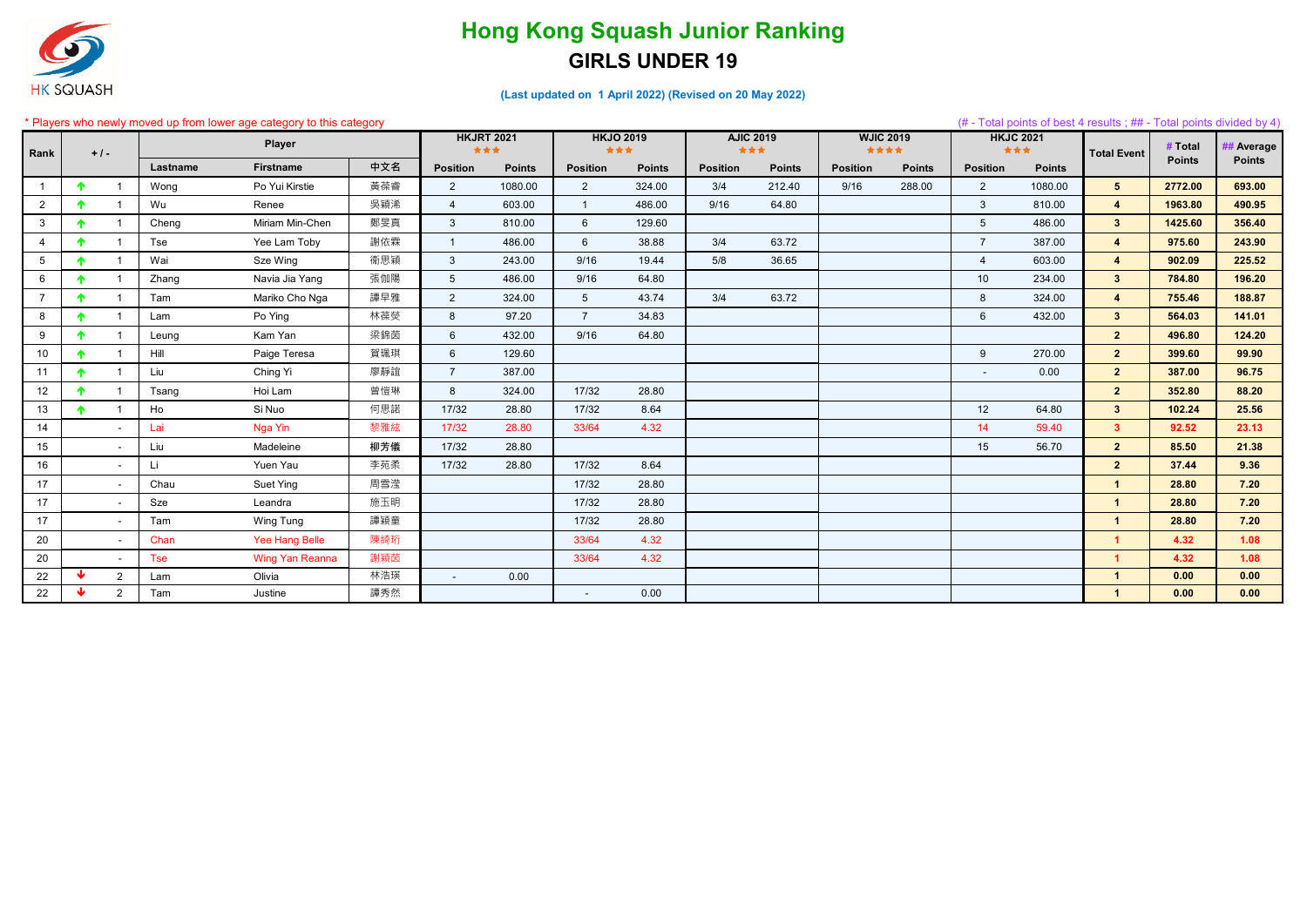# Hong Kong Squash Junior Ranking

## GIRLS UNDER 19

(Last updated on 1 April 2022) (Revised on 20 May 2022)

* Players who newly moved up from lower age category to this category

(# - Total points of best 4 results ; ## - Total points divided by 4)

| Rank | +/- | | Player | | | HKJRT 2021 ★★★ | | HKJO 2019 ★★★ | | AJIC 2019 ★★★ | | WJIC 2019 ★★★★ | | HKJC 2021 ★★★ | | Total Event | # Total Points | ## Average Points |
|---|---|---|---|---|---|---|---|---|---|---|---|---|---|---|---|---|---|---|
| | | | Lastname | Firstname | 中文名 | Position | Points | Position | Points | Position | Points | Position | Points | Position | Points | | | |
| 1 | ↑ | 1 | Wong | Po Yui Kirstie | 黃葆睿 | 2 | 1080.00 | 2 | 324.00 | 3/4 | 212.40 | 9/16 | 288.00 | 2 | 1080.00 | 5 | 2772.00 | 693.00 |
| 2 | ↑ | 1 | Wu | Renee | 吳穎浠 | 4 | 603.00 | 1 | 486.00 | 9/16 | 64.80 | | | 3 | 810.00 | 4 | 1963.80 | 490.95 |
| 3 | ↑ | 1 | Cheng | Miriam Min-Chen | 鄭旻真 | 3 | 810.00 | 6 | 129.60 | | | | | 5 | 486.00 | 3 | 1425.60 | 356.40 |
| 4 | ↑ | 1 | Tse | Yee Lam Toby | 謝依霖 | 1 | 486.00 | 6 | 38.88 | 3/4 | 63.72 | | | 7 | 387.00 | 4 | 975.60 | 243.90 |
| 5 | ↑ | 1 | Wai | Sze Wing | 衛思穎 | 3 | 243.00 | 9/16 | 19.44 | 5/8 | 36.65 | | | 4 | 603.00 | 4 | 902.09 | 225.52 |
| 6 | ↑ | 1 | Zhang | Navia Jia Yang | 張伽陽 | 5 | 486.00 | 9/16 | 64.80 | | | | | 10 | 234.00 | 3 | 784.80 | 196.20 |
| 7 | ↑ | 1 | Tam | Mariko Cho Nga | 譚早雅 | 2 | 324.00 | 5 | 43.74 | 3/4 | 63.72 | | | 8 | 324.00 | 4 | 755.46 | 188.87 |
| 8 | ↑ | 1 | Lam | Po Ying | 林葆熒 | 8 | 97.20 | 7 | 34.83 | | | | | 6 | 432.00 | 3 | 564.03 | 141.01 |
| 9 | ↑ | 1 | Leung | Kam Yan | 梁錦茵 | 6 | 432.00 | 9/16 | 64.80 | | | | | | | 2 | 496.80 | 124.20 |
| 10 | ↑ | 1 | Hill | Paige Teresa | 賀珮琪 | 6 | 129.60 | | | | | | | 9 | 270.00 | 2 | 399.60 | 99.90 |
| 11 | ↑ | 1 | Liu | Ching Yi | 廖靜誼 | 7 | 387.00 | | | | | | | - | 0.00 | 2 | 387.00 | 96.75 |
| 12 | ↑ | 1 | Tsang | Hoi Lam | 曾愷琳 | 8 | 324.00 | 17/32 | 28.80 | | | | | | | 2 | 352.80 | 88.20 |
| 13 | ↑ | 1 | Ho | Si Nuo | 何思諾 | 17/32 | 28.80 | 17/32 | 8.64 | | | | | 12 | 64.80 | 3 | 102.24 | 25.56 |
| 14 | | - | Lai | Nga Yin | 黎雅絃 | 17/32 | 28.80 | 33/64 | 4.32 | | | | | 14 | 59.40 | 3 | 92.52 | 23.13 |
| 15 | | - | Liu | Madeleine | 柳芳儀 | 17/32 | 28.80 | | | | | | | 15 | 56.70 | 2 | 85.50 | 21.38 |
| 16 | | - | Li | Yuen Yau | 李苑柔 | 17/32 | 28.80 | 17/32 | 8.64 | | | | | | | 2 | 37.44 | 9.36 |
| 17 | | - | Chau | Suet Ying | 周雪瀅 | | | 17/32 | 28.80 | | | | | | | 1 | 28.80 | 7.20 |
| 17 | | - | Sze | Leandra | 施玉明 | | | 17/32 | 28.80 | | | | | | | 1 | 28.80 | 7.20 |
| 17 | | - | Tam | Wing Tung | 譚穎童 | | | 17/32 | 28.80 | | | | | | | 1 | 28.80 | 7.20 |
| 20 | | - | Chan | Yee Hang Belle | 陳綺珩 | | | 33/64 | 4.32 | | | | | | | 1 | 4.32 | 1.08 |
| 20 | | - | Tse | Wing Yan Reanna | 謝穎茵 | | | 33/64 | 4.32 | | | | | | | 1 | 4.32 | 1.08 |
| 22 | ↓ | 2 | Lam | Olivia | 林浩瑛 | - | 0.00 | | | | | | | | | 1 | 0.00 | 0.00 |
| 22 | ↓ | 2 | Tam | Justine | 譚秀然 | | | - | 0.00 | | | | | | | 1 | 0.00 | 0.00 |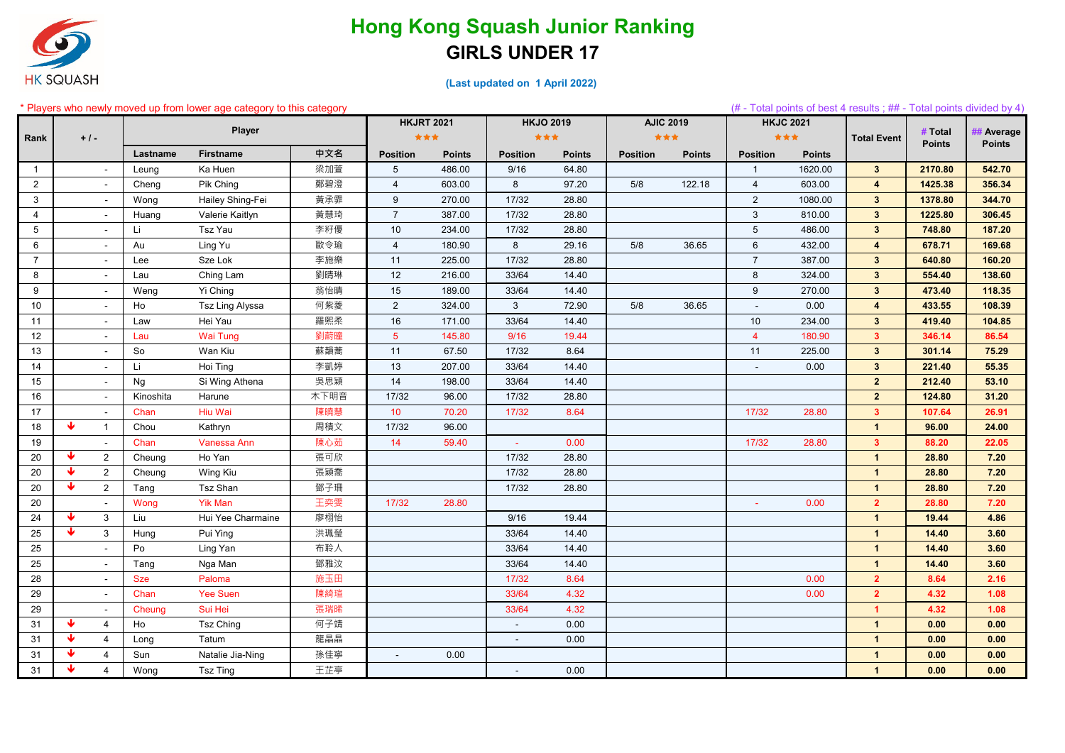# Hong Kong Squash Junior Ranking

## GIRLS UNDER 17

(Last updated on 1 April 2022)

\* Players who newly moved up from lower age category to this category

(# - Total points of best 4 results ; ## - Total points divided by 4)

| Rank | + / - | | Player | | | HKJRT 2021 ★★★ | | HKJO 2019 ★★★ | | AJIC 2019 ★★★ | | HKJC 2021 ★★★ | | Total Event | # Total Points | ## Average Points |
|---|---|---|---|---|---|---|---|---|---|---|---|---|---|---|---|---|
| | | | Lastname | Firstname | 中文名 | Position | Points | Position | Points | Position | Points | Position | Points | | | |
| 1 | | - | Leung | Ka Huen | 梁加萱 | 5 | 486.00 | 9/16 | 64.80 | | | 1 | 1620.00 | 3 | 2170.80 | 542.70 |
| 2 | | - | Cheng | Pik Ching | 鄭碧澄 | 4 | 603.00 | 8 | 97.20 | 5/8 | 122.18 | 4 | 603.00 | 4 | 1425.38 | 356.34 |
| 3 | | - | Wong | Hailey Shing-Fei | 黃承霏 | 9 | 270.00 | 17/32 | 28.80 | | | 2 | 1080.00 | 3 | 1378.80 | 344.70 |
| 4 | | - | Huang | Valerie Kaitlyn | 黃慧琦 | 7 | 387.00 | 17/32 | 28.80 | | | 3 | 810.00 | 3 | 1225.80 | 306.45 |
| 5 | | - | Li | Tsz Yau | 李籽優 | 10 | 234.00 | 17/32 | 28.80 | | | 5 | 486.00 | 3 | 748.80 | 187.20 |
| 6 | | - | Au | Ling Yu | 歐令瑜 | 4 | 180.90 | 8 | 29.16 | 5/8 | 36.65 | 6 | 432.00 | 4 | 678.71 | 169.68 |
| 7 | | - | Lee | Sze Lok | 李施樂 | 11 | 225.00 | 17/32 | 28.80 | | | 7 | 387.00 | 3 | 640.80 | 160.20 |
| 8 | | - | Lau | Ching Lam | 劉晴琳 | 12 | 216.00 | 33/64 | 14.40 | | | 8 | 324.00 | 3 | 554.40 | 138.60 |
| 9 | | - | Weng | Yi Ching | 翁怡晴 | 15 | 189.00 | 33/64 | 14.40 | | | 9 | 270.00 | 3 | 473.40 | 118.35 |
| 10 | | - | Ho | Tsz Ling Alyssa | 何紫菱 | 2 | 324.00 | 3 | 72.90 | 5/8 | 36.65 | - | 0.00 | 4 | 433.55 | 108.39 |
| 11 | | - | Law | Hei Yau | 羅熙柔 | 16 | 171.00 | 33/64 | 14.40 | | | 10 | 234.00 | 3 | 419.40 | 104.85 |
| 12 | | - | Lau | Wai Tung | 劉蔚瞳 | 5 | 145.80 | 9/16 | 19.44 | | | 4 | 180.90 | 3 | 346.14 | 86.54 |
| 13 | | - | So | Wan Kiu | 蘇韻蕎 | 11 | 67.50 | 17/32 | 8.64 | | | 11 | 225.00 | 3 | 301.14 | 75.29 |
| 14 | | - | Li | Hoi Ting | 李凱婷 | 13 | 207.00 | 33/64 | 14.40 | | | - | 0.00 | 3 | 221.40 | 55.35 |
| 15 | | - | Ng | Si Wing Athena | 吳思穎 | 14 | 198.00 | 33/64 | 14.40 | | | | | 2 | 212.40 | 53.10 |
| 16 | | - | Kinoshita | Harune | 木下明音 | 17/32 | 96.00 | 17/32 | 28.80 | | | | | 2 | 124.80 | 31.20 |
| 17 | | - | Chan | Hiu Wai | 陳曉慧 | 10 | 70.20 | 17/32 | 8.64 | | | 17/32 | 28.80 | 3 | 107.64 | 26.91 |
| 18 | ↓ | 1 | Chou | Kathryn | 周積文 | 17/32 | 96.00 | | | | | | | 1 | 96.00 | 24.00 |
| 19 | | - | Chan | Vanessa Ann | 陳心茹 | 14 | 59.40 | - | 0.00 | | | 17/32 | 28.80 | 3 | 88.20 | 22.05 |
| 20 | ↓ | 2 | Cheung | Ho Yan | 張可欣 | | | 17/32 | 28.80 | | | | | 1 | 28.80 | 7.20 |
| 20 | ↓ | 2 | Cheung | Wing Kiu | 張穎喬 | | | 17/32 | 28.80 | | | | | 1 | 28.80 | 7.20 |
| 20 | ↓ | 2 | Tang | Tsz Shan | 鄧子珊 | | | 17/32 | 28.80 | | | | | 1 | 28.80 | 7.20 |
| 20 | | - | Wong | Yik Man | 王奕雯 | 17/32 | 28.80 | | | | | - | 0.00 | 2 | 28.80 | 7.20 |
| 24 | ↓ | 3 | Liu | Hui Yee Charmaine | 廖栩怡 | | | 9/16 | 19.44 | | | | | 1 | 19.44 | 4.86 |
| 25 | ↓ | 3 | Hung | Pui Ying | 洪珮瑩 | | | 33/64 | 14.40 | | | | | 1 | 14.40 | 3.60 |
| 25 | | - | Po | Ling Yan | 布聆人 | | | 33/64 | 14.40 | | | | | 1 | 14.40 | 3.60 |
| 25 | | - | Tang | Nga Man | 鄧雅汶 | | | 33/64 | 14.40 | | | | | 1 | 14.40 | 3.60 |
| 28 | | - | Sze | Paloma | 施玉田 | | | 17/32 | 8.64 | | | | 0.00 | 2 | 8.64 | 2.16 |
| 29 | | - | Chan | Yee Suen | 陳綺琩 | | | 33/64 | 4.32 | | | | 0.00 | 2 | 4.32 | 1.08 |
| 29 | | - | Cheung | Sui Hei | 張瑞晞 | | | 33/64 | 4.32 | | | | | 1 | 4.32 | 1.08 |
| 31 | ↓ | 4 | Ho | Tsz Ching | 何子靖 | | | - | 0.00 | | | | | 1 | 0.00 | 0.00 |
| 31 | ↓ | 4 | Long | Tatum | 龍晶晶 | | | - | 0.00 | | | | | 1 | 0.00 | 0.00 |
| 31 | ↓ | 4 | Sun | Natalie Jia-Ning | 孫佳寧 | - | 0.00 | | | | | | | 1 | 0.00 | 0.00 |
| 31 | ↓ | 4 | Wong | Tsz Ting | 王芷亭 | | | - | 0.00 | | | | | 1 | 0.00 | 0.00 |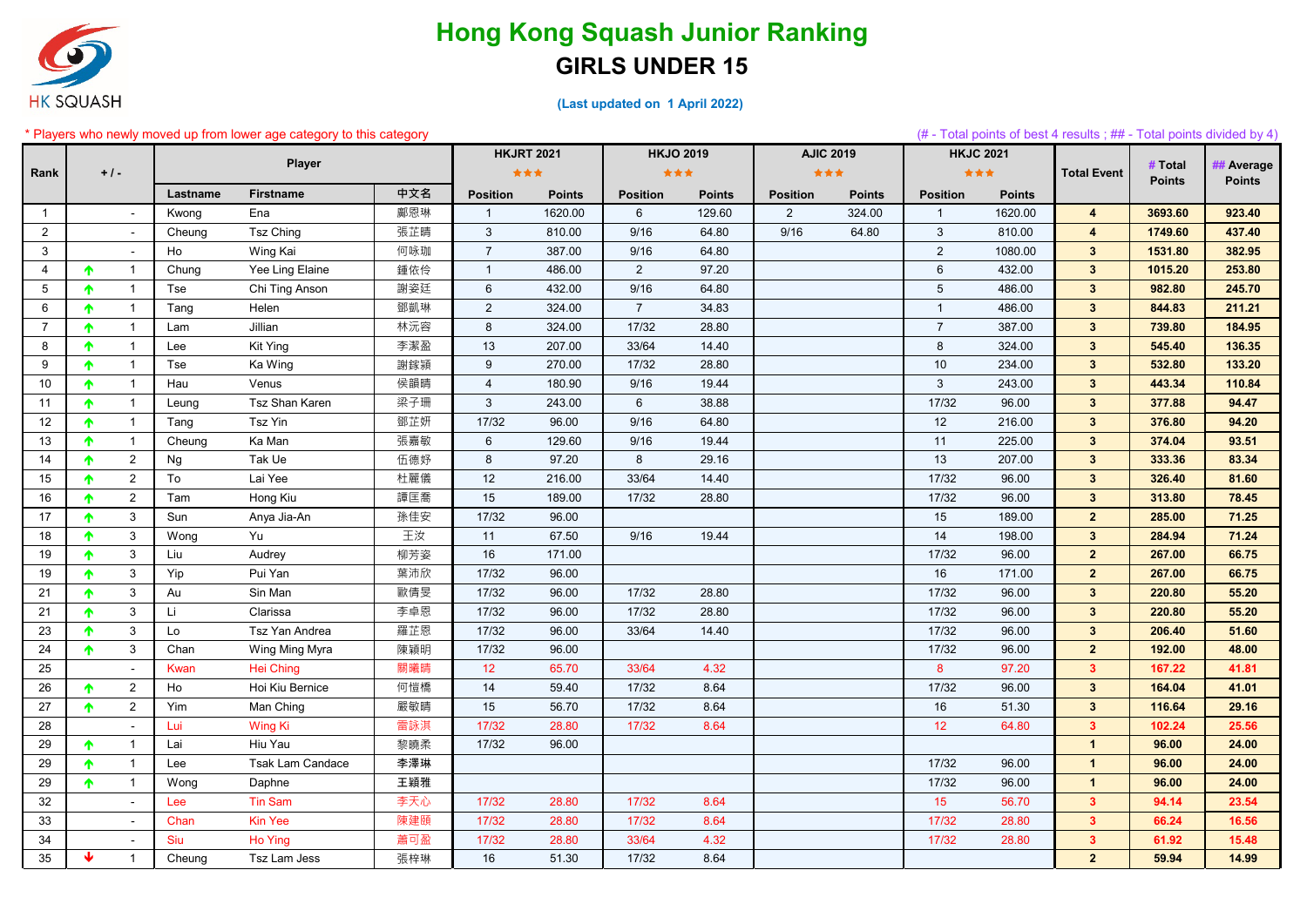# Hong Kong Squash Junior Ranking

## GIRLS UNDER 15

(Last updated on 1 April 2022)

* Players who newly moved up from lower age category to this category

(# - Total points of best 4 results ; ## - Total points divided by 4)

| Rank | +/- | | Player | | | HKJRT 2021 ★★★ | | HKJO 2019 ★★★ | | AJIC 2019 ★★★ | | HKJC 2021 ★★★ | | Total Event | # Total Points | ## Average Points |
|---|---|---|---|---|---|---|---|---|---|---|---|---|---|---|---|---|
| | | | Lastname | Firstname | 中文名 | Position | Points | Position | Points | Position | Points | Position | Points | | | |
| 1 | | - | Kwong | Ena | 鄺恩琳 | 1 | 1620.00 | 6 | 129.60 | 2 | 324.00 | 1 | 1620.00 | 4 | 3693.60 | 923.40 |
| 2 | | - | Cheung | Tsz Ching | 張芷晴 | 3 | 810.00 | 9/16 | 64.80 | 9/16 | 64.80 | 3 | 810.00 | 4 | 1749.60 | 437.40 |
| 3 | | - | Ho | Wing Kai | 何咏珈 | 7 | 387.00 | 9/16 | 64.80 | | | 2 | 1080.00 | 3 | 1531.80 | 382.95 |
| 4 | ↑ | 1 | Chung | Yee Ling Elaine | 鍾依伶 | 1 | 486.00 | 2 | 97.20 | | | 6 | 432.00 | 3 | 1015.20 | 253.80 |
| 5 | ↑ | 1 | Tse | Chi Ting Anson | 謝姿廷 | 6 | 432.00 | 9/16 | 64.80 | | | 5 | 486.00 | 3 | 982.80 | 245.70 |
| 6 | ↑ | 1 | Tang | Helen | 鄧凱琳 | 2 | 324.00 | 7 | 34.83 | | | 1 | 486.00 | 3 | 844.83 | 211.21 |
| 7 | ↑ | 1 | Lam | Jillian | 林沅容 | 8 | 324.00 | 17/32 | 28.80 | | | 7 | 387.00 | 3 | 739.80 | 184.95 |
| 8 | ↑ | 1 | Lee | Kit Ying | 李潔盈 | 13 | 207.00 | 33/64 | 14.40 | | | 8 | 324.00 | 3 | 545.40 | 136.35 |
| 9 | ↑ | 1 | Tse | Ka Wing | 謝鎵穎 | 9 | 270.00 | 17/32 | 28.80 | | | 10 | 234.00 | 3 | 532.80 | 133.20 |
| 10 | ↑ | 1 | Hau | Venus | 侯韻晴 | 4 | 180.90 | 9/16 | 19.44 | | | 3 | 243.00 | 3 | 443.34 | 110.84 |
| 11 | ↑ | 1 | Leung | Tsz Shan Karen | 梁子珊 | 3 | 243.00 | 6 | 38.88 | | | 17/32 | 96.00 | 3 | 377.88 | 94.47 |
| 12 | ↑ | 1 | Tang | Tsz Yin | 鄧芷妍 | 17/32 | 96.00 | 9/16 | 64.80 | | | 12 | 216.00 | 3 | 376.80 | 94.20 |
| 13 | ↑ | 1 | Cheung | Ka Man | 張嘉敏 | 6 | 129.60 | 9/16 | 19.44 | | | 11 | 225.00 | 3 | 374.04 | 93.51 |
| 14 | ↑ | 2 | Ng | Tak Ue | 伍德妤 | 8 | 97.20 | 8 | 29.16 | | | 13 | 207.00 | 3 | 333.36 | 83.34 |
| 15 | ↑ | 2 | To | Lai Yee | 杜麗儀 | 12 | 216.00 | 33/64 | 14.40 | | | 17/32 | 96.00 | 3 | 326.40 | 81.60 |
| 16 | ↑ | 2 | Tam | Hong Kiu | 譚匡喬 | 15 | 189.00 | 17/32 | 28.80 | | | 17/32 | 96.00 | 3 | 313.80 | 78.45 |
| 17 | ↑ | 3 | Sun | Anya Jia-An | 孫佳安 | 17/32 | 96.00 | | | | | 15 | 189.00 | 2 | 285.00 | 71.25 |
| 18 | ↑ | 3 | Wong | Yu | 王汝 | 11 | 67.50 | 9/16 | 19.44 | | | 14 | 198.00 | 3 | 284.94 | 71.24 |
| 19 | ↑ | 3 | Liu | Audrey | 柳芳姿 | 16 | 171.00 | | | | | 17/32 | 96.00 | 2 | 267.00 | 66.75 |
| 19 | ↑ | 3 | Yip | Pui Yan | 葉沛欣 | 17/32 | 96.00 | | | | | 16 | 171.00 | 2 | 267.00 | 66.75 |
| 21 | ↑ | 3 | Au | Sin Man | 歐倩旻 | 17/32 | 96.00 | 17/32 | 28.80 | | | 17/32 | 96.00 | 3 | 220.80 | 55.20 |
| 21 | ↑ | 3 | Li | Clarissa | 李卓恩 | 17/32 | 96.00 | 17/32 | 28.80 | | | 17/32 | 96.00 | 3 | 220.80 | 55.20 |
| 23 | ↑ | 3 | Lo | Tsz Yan Andrea | 羅芷恩 | 17/32 | 96.00 | 33/64 | 14.40 | | | 17/32 | 96.00 | 3 | 206.40 | 51.60 |
| 24 | ↑ | 3 | Chan | Wing Ming Myra | 陳穎明 | 17/32 | 96.00 | | | | | 17/32 | 96.00 | 2 | 192.00 | 48.00 |
| 25 | | - | Kwan | Hei Ching | 關曦晴 | 12 | 65.70 | 33/64 | 4.32 | | | 8 | 97.20 | 3 | 167.22 | 41.81 |
| 26 | ↑ | 2 | Ho | Hoi Kiu Bernice | 何愷橋 | 14 | 59.40 | 17/32 | 8.64 | | | 17/32 | 96.00 | 3 | 164.04 | 41.01 |
| 27 | ↑ | 2 | Yim | Man Ching | 嚴敏晴 | 15 | 56.70 | 17/32 | 8.64 | | | 16 | 51.30 | 3 | 116.64 | 29.16 |
| 28 | | - | Lui | Wing Ki | 雷詠淇 | 17/32 | 28.80 | 17/32 | 8.64 | | | 12 | 64.80 | 3 | 102.24 | 25.56 |
| 29 | ↑ | 1 | Lai | Hiu Yau | 黎曉柔 | 17/32 | 96.00 | | | | | | | 1 | 96.00 | 24.00 |
| 29 | ↑ | 1 | Lee | Tsak Lam Candace | 李澤琳 | | | | | | | 17/32 | 96.00 | 1 | 96.00 | 24.00 |
| 29 | ↑ | 1 | Wong | Daphne | 王穎雅 | | | | | | | 17/32 | 96.00 | 1 | 96.00 | 24.00 |
| 32 | | - | Lee | Tin Sam | 李天心 | 17/32 | 28.80 | 17/32 | 8.64 | | | 15 | 56.70 | 3 | 94.14 | 23.54 |
| 33 | | - | Chan | Kin Yee | 陳建頤 | 17/32 | 28.80 | 17/32 | 8.64 | | | 17/32 | 28.80 | 3 | 66.24 | 16.56 |
| 34 | | - | Siu | Ho Ying | 蕭可盈 | 17/32 | 28.80 | 33/64 | 4.32 | | | 17/32 | 28.80 | 3 | 61.92 | 15.48 |
| 35 | ↓ | 1 | Cheung | Tsz Lam Jess | 張梓琳 | 16 | 51.30 | 17/32 | 8.64 | | | | | 2 | 59.94 | 14.99 |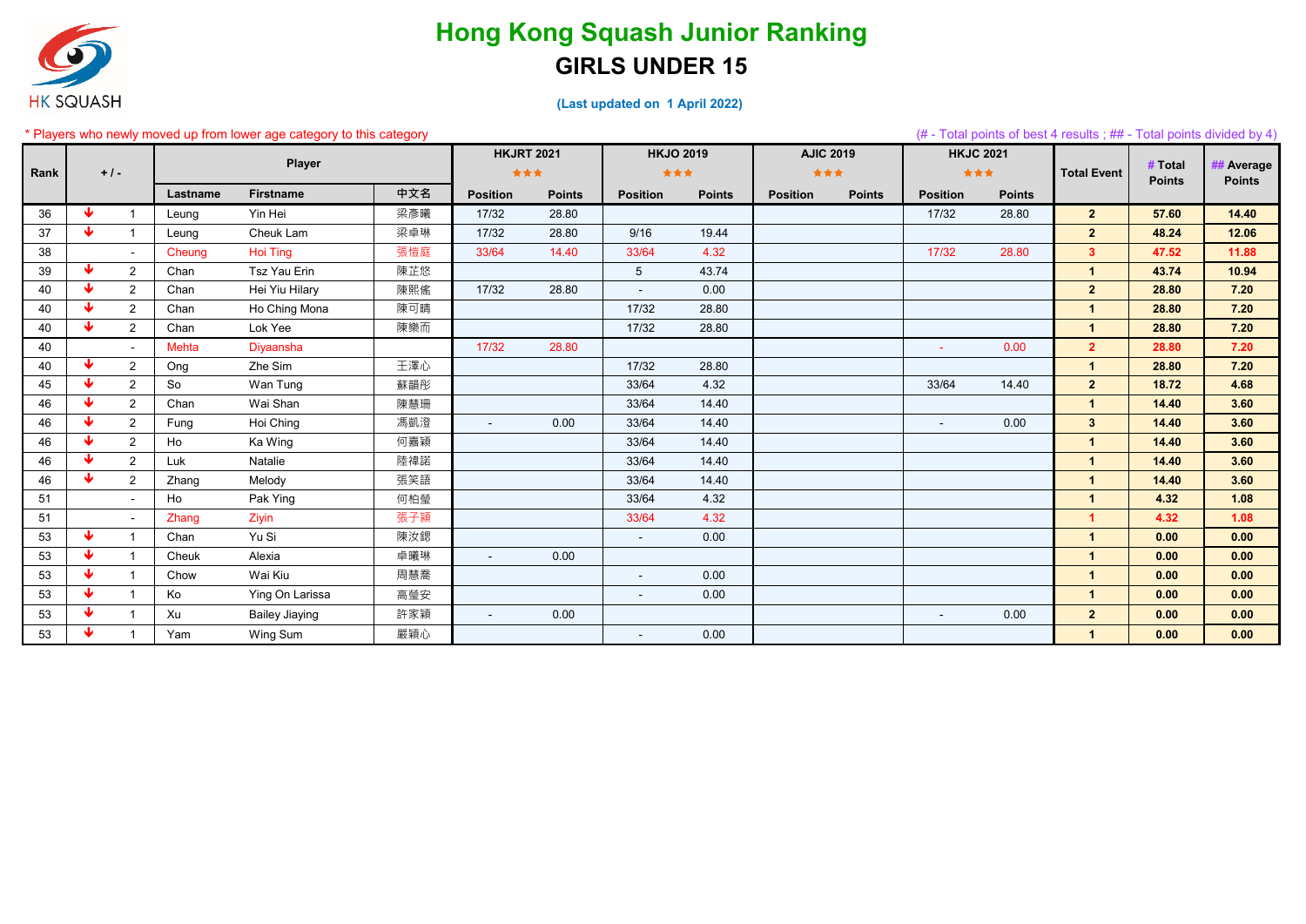# Hong Kong Squash Junior Ranking

## GIRLS UNDER 15

(Last updated on 1 April 2022)

\* Players who newly moved up from lower age category to this category

(# - Total points of best 4 results ; ## - Total points divided by 4)

| Rank | + / - | | Player | | | HKJRT 2021 ★★★ | | HKJO 2019 ★★★ | | AJIC 2019 ★★★ | | HKJC 2021 ★★★ | | Total Event | # Total Points | ## Average Points |
|---|---|---|---|---|---|---|---|---|---|---|---|---|---|---|---|---|
| | | | Lastname | Firstname | 中文名 | Position | Points | Position | Points | Position | Points | Position | Points | | | |
| 36 | ↓ | 1 | Leung | Yin Hei | 梁彥曦 | 17/32 | 28.80 | | | | | 17/32 | 28.80 | 2 | 57.60 | 14.40 |
| 37 | ↓ | 1 | Leung | Cheuk Lam | 梁卓琳 | 17/32 | 28.80 | 9/16 | 19.44 | | | | | 2 | 48.24 | 12.06 |
| 38 | | - | Cheung | Hoi Ting | 張愷庭 | 33/64 | 14.40 | 33/64 | 4.32 | | | 17/32 | 28.80 | 3 | 47.52 | 11.88 |
| 39 | ↓ | 2 | Chan | Tsz Yau Erin | 陳芷悠 | | | 5 | 43.74 | | | | | 1 | 43.74 | 10.94 |
| 40 | ↓ | 2 | Chan | Hei Yiu Hilary | 陳熙傜 | 17/32 | 28.80 | - | 0.00 | | | | | 2 | 28.80 | 7.20 |
| 40 | ↓ | 2 | Chan | Ho Ching Mona | 陳可晴 | | | 17/32 | 28.80 | | | | | 1 | 28.80 | 7.20 |
| 40 | ↓ | 2 | Chan | Lok Yee | 陳樂而 | | | 17/32 | 28.80 | | | | | 1 | 28.80 | 7.20 |
| 40 | | - | Mehta | Diyaansha | | 17/32 | 28.80 | | | | | - | 0.00 | 2 | 28.80 | 7.20 |
| 40 | ↓ | 2 | Ong | Zhe Sim | 王澤心 | | | 17/32 | 28.80 | | | | | 1 | 28.80 | 7.20 |
| 45 | ↓ | 2 | So | Wan Tung | 蘇韻彤 | | | 33/64 | 4.32 | | | 33/64 | 14.40 | 2 | 18.72 | 4.68 |
| 46 | ↓ | 2 | Chan | Wai Shan | 陳慧珊 | | | 33/64 | 14.40 | | | | | 1 | 14.40 | 3.60 |
| 46 | ↓ | 2 | Fung | Hoi Ching | 馮凱澄 | - | 0.00 | 33/64 | 14.40 | | | - | 0.00 | 3 | 14.40 | 3.60 |
| 46 | ↓ | 2 | Ho | Ka Wing | 何嘉穎 | | | 33/64 | 14.40 | | | | | 1 | 14.40 | 3.60 |
| 46 | ↓ | 2 | Luk | Natalie | 陸禕諾 | | | 33/64 | 14.40 | | | | | 1 | 14.40 | 3.60 |
| 46 | ↓ | 2 | Zhang | Melody | 張笑語 | | | 33/64 | 14.40 | | | | | 1 | 14.40 | 3.60 |
| 51 | | - | Ho | Pak Ying | 何柏瑩 | | | 33/64 | 4.32 | | | | | 1 | 4.32 | 1.08 |
| 51 | | - | Zhang | Ziyin | 張子潁 | | | 33/64 | 4.32 | | | | | 1 | 4.32 | 1.08 |
| 53 | ↓ | 1 | Chan | Yu Si | 陳汝鍶 | | | - | 0.00 | | | | | 1 | 0.00 | 0.00 |
| 53 | ↓ | 1 | Cheuk | Alexia | 卓曦琳 | - | 0.00 | | | | | | | 1 | 0.00 | 0.00 |
| 53 | ↓ | 1 | Chow | Wai Kiu | 周慧喬 | | | - | 0.00 | | | | | 1 | 0.00 | 0.00 |
| 53 | ↓ | 1 | Ko | Ying On Larissa | 高瑩安 | | | - | 0.00 | | | | | 1 | 0.00 | 0.00 |
| 53 | ↓ | 1 | Xu | Bailey Jiaying | 許家穎 | - | 0.00 | | | | | - | 0.00 | 2 | 0.00 | 0.00 |
| 53 | ↓ | 1 | Yam | Wing Sum | 嚴穎心 | | | - | 0.00 | | | | | 1 | 0.00 | 0.00 |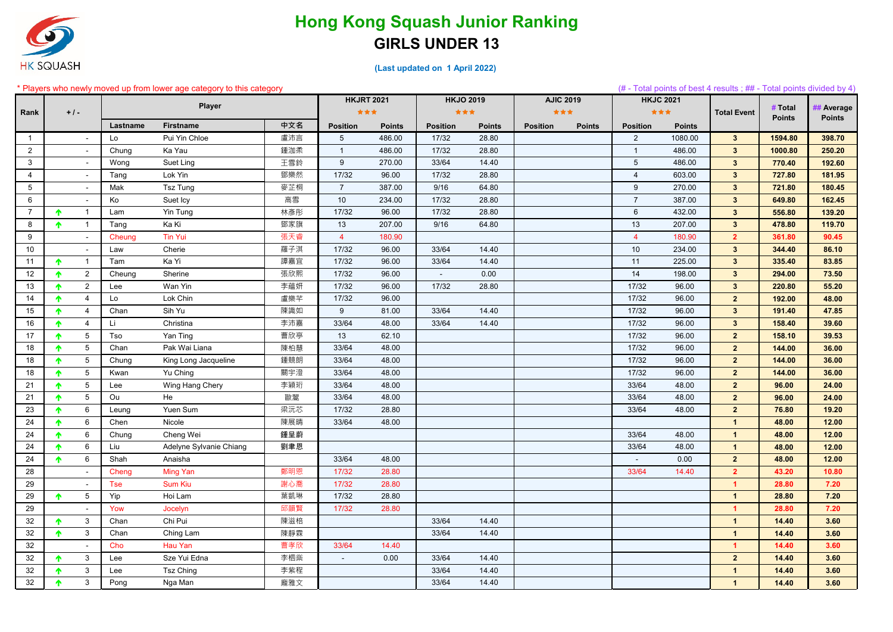# Hong Kong Squash Junior Ranking

## GIRLS UNDER 13

(Last updated on 1 April 2022)

\* Players who newly moved up from lower age category to this category

(# - Total points of best 4 results ; ## - Total points divided by 4)

| Rank | +/- | | Player | | | HKJRT 2021 ★★★ | | HKJO 2019 ★★★ | | AJIC 2019 ★★★ | | HKJC 2021 ★★★ | | Total Event | # Total Points | ## Average Points |
|---|---|---|---|---|---|---|---|---|---|---|---|---|---|---|---|---|
| | | | Lastname | Firstname | 中文名 | Position | Points | Position | Points | Position | Points | Position | Points | | | |
| 1 | | - | Lo | Pui Yin Chloe | 盧沛言 | 5 | 486.00 | 17/32 | 28.80 | | | 2 | 1080.00 | 3 | 1594.80 | 398.70 |
| 2 | | - | Chung | Ka Yau | 鍾洳柔 | 1 | 486.00 | 17/32 | 28.80 | | | 1 | 486.00 | 3 | 1000.80 | 250.20 |
| 3 | | - | Wong | Suet Ling | 王雪鈴 | 9 | 270.00 | 33/64 | 14.40 | | | 5 | 486.00 | 3 | 770.40 | 192.60 |
| 4 | | - | Tang | Lok Yin | 鄧樂然 | 17/32 | 96.00 | 17/32 | 28.80 | | | 4 | 603.00 | 3 | 727.80 | 181.95 |
| 5 | | - | Mak | Tsz Tung | 麥芷桐 | 7 | 387.00 | 9/16 | 64.80 | | | 9 | 270.00 | 3 | 721.80 | 180.45 |
| 6 | | - | Ko | Suet Icy | 高雪 | 10 | 234.00 | 17/32 | 28.80 | | | 7 | 387.00 | 3 | 649.80 | 162.45 |
| 7 | ↑ | 1 | Lam | Yin Tung | 林彥彤 | 17/32 | 96.00 | 17/32 | 28.80 | | | 6 | 432.00 | 3 | 556.80 | 139.20 |
| 8 | ↑ | 1 | Tang | Ka Ki | 鄧家旗 | 13 | 207.00 | 9/16 | 64.80 | | | 13 | 207.00 | 3 | 478.80 | 119.70 |
| 9 | | - | Cheung | Tin Yui | 張天睿 | 4 | 180.90 | | | | | 4 | 180.90 | 2 | 361.80 | 90.45 |
| 10 | | - | Law | Cherie | 羅子淇 | 17/32 | 96.00 | 33/64 | 14.40 | | | 10 | 234.00 | 3 | 344.40 | 86.10 |
| 11 | ↑ | 1 | Tam | Ka Yi | 譚嘉宜 | 17/32 | 96.00 | 33/64 | 14.40 | | | 11 | 225.00 | 3 | 335.40 | 83.85 |
| 12 | ↑ | 2 | Cheung | Sherine | 張欣熙 | 17/32 | 96.00 | - | 0.00 | | | 14 | 198.00 | 3 | 294.00 | 73.50 |
| 13 | ↑ | 2 | Lee | Wan Yin | 李蘊妍 | 17/32 | 96.00 | 17/32 | 28.80 | | | 17/32 | 96.00 | 3 | 220.80 | 55.20 |
| 14 | ↑ | 4 | Lo | Lok Chin | 盧樂芊 | 17/32 | 96.00 | | | | | 17/32 | 96.00 | 2 | 192.00 | 48.00 |
| 15 | ↑ | 4 | Chan | Sih Yu | 陳識如 | 9 | 81.00 | 33/64 | 14.40 | | | 17/32 | 96.00 | 3 | 191.40 | 47.85 |
| 16 | ↑ | 4 | Li | Christina | 李沛蕎 | 33/64 | 48.00 | 33/64 | 14.40 | | | 17/32 | 96.00 | 3 | 158.40 | 39.60 |
| 17 | ↑ | 5 | Tso | Yan Ting | 曹欣亭 | 13 | 62.10 | | | | | 17/32 | 96.00 | 2 | 158.10 | 39.53 |
| 18 | ↑ | 5 | Chan | Pak Wai Liana | 陳柏慧 | 33/64 | 48.00 | | | | | 17/32 | 96.00 | 2 | 144.00 | 36.00 |
| 18 | ↑ | 5 | Chung | King Long Jacqueline | 鍾競朗 | 33/64 | 48.00 | | | | | 17/32 | 96.00 | 2 | 144.00 | 36.00 |
| 18 | ↑ | 5 | Kwan | Yu Ching | 關宇澄 | 33/64 | 48.00 | | | | | 17/32 | 96.00 | 2 | 144.00 | 36.00 |
| 21 | ↑ | 5 | Lee | Wing Hang Chery | 李穎珩 | 33/64 | 48.00 | | | | | 33/64 | 48.00 | 2 | 96.00 | 24.00 |
| 21 | ↑ | 5 | Ou | He | 歐鶴 | 33/64 | 48.00 | | | | | 33/64 | 48.00 | 2 | 96.00 | 24.00 |
| 23 | ↑ | 6 | Leung | Yuen Sum | 梁沅芯 | 17/32 | 28.80 | | | | | 33/64 | 48.00 | 2 | 76.80 | 19.20 |
| 24 | ↑ | 6 | Chen | Nicole | 陳展晴 | 33/64 | 48.00 | | | | | | | 1 | 48.00 | 12.00 |
| 24 | ↑ | 6 | Chung | Cheng Wei | 鍾呈蔚 | | | | | | | 33/64 | 48.00 | 1 | 48.00 | 12.00 |
| 24 | ↑ | 6 | Liu | Adelyne Sylvanie Chiang | 劉聿恩 | | | | | | | 33/64 | 48.00 | 1 | 48.00 | 12.00 |
| 24 | ↑ | 6 | Shah | Anaisha | | 33/64 | 48.00 | | | | | - | 0.00 | 2 | 48.00 | 12.00 |
| 28 | | - | Cheng | Ming Yan | 鄭明恩 | 17/32 | 28.80 | | | | | 33/64 | 14.40 | 2 | 43.20 | 10.80 |
| 29 | | - | Tse | Sum Kiu | 謝心喬 | 17/32 | 28.80 | | | | | | | 1 | 28.80 | 7.20 |
| 29 | ↑ | 5 | Yip | Hoi Lam | 葉凱琳 | 17/32 | 28.80 | | | | | | | 1 | 28.80 | 7.20 |
| 29 | | - | Yow | Jocelyn | 邱韻賢 | 17/32 | 28.80 | | | | | | | 1 | 28.80 | 7.20 |
| 32 | ↑ | 3 | Chan | Chi Pui | 陳滋棓 | | | 33/64 | 14.40 | | | | | 1 | 14.40 | 3.60 |
| 32 | ↑ | 3 | Chan | Ching Lam | 陳靜霖 | | | 33/64 | 14.40 | | | | | 1 | 14.40 | 3.60 |
| 32 | | - | Cho | Hau Yan | 曹孝欣 | 33/64 | 14.40 | | | | | | | 1 | 14.40 | 3.60 |
| 32 | ↑ | 3 | Lee | Sze Yui Edna | 李楒桑 | - | 0.00 | 33/64 | 14.40 | | | | | 2 | 14.40 | 3.60 |
| 32 | ↑ | 3 | Lee | Tsz Ching | 李紫程 | | | 33/64 | 14.40 | | | | | 1 | 14.40 | 3.60 |
| 32 | ↑ | 3 | Pong | Nga Man | 龐雅文 | | | 33/64 | 14.40 | | | | | 1 | 14.40 | 3.60 |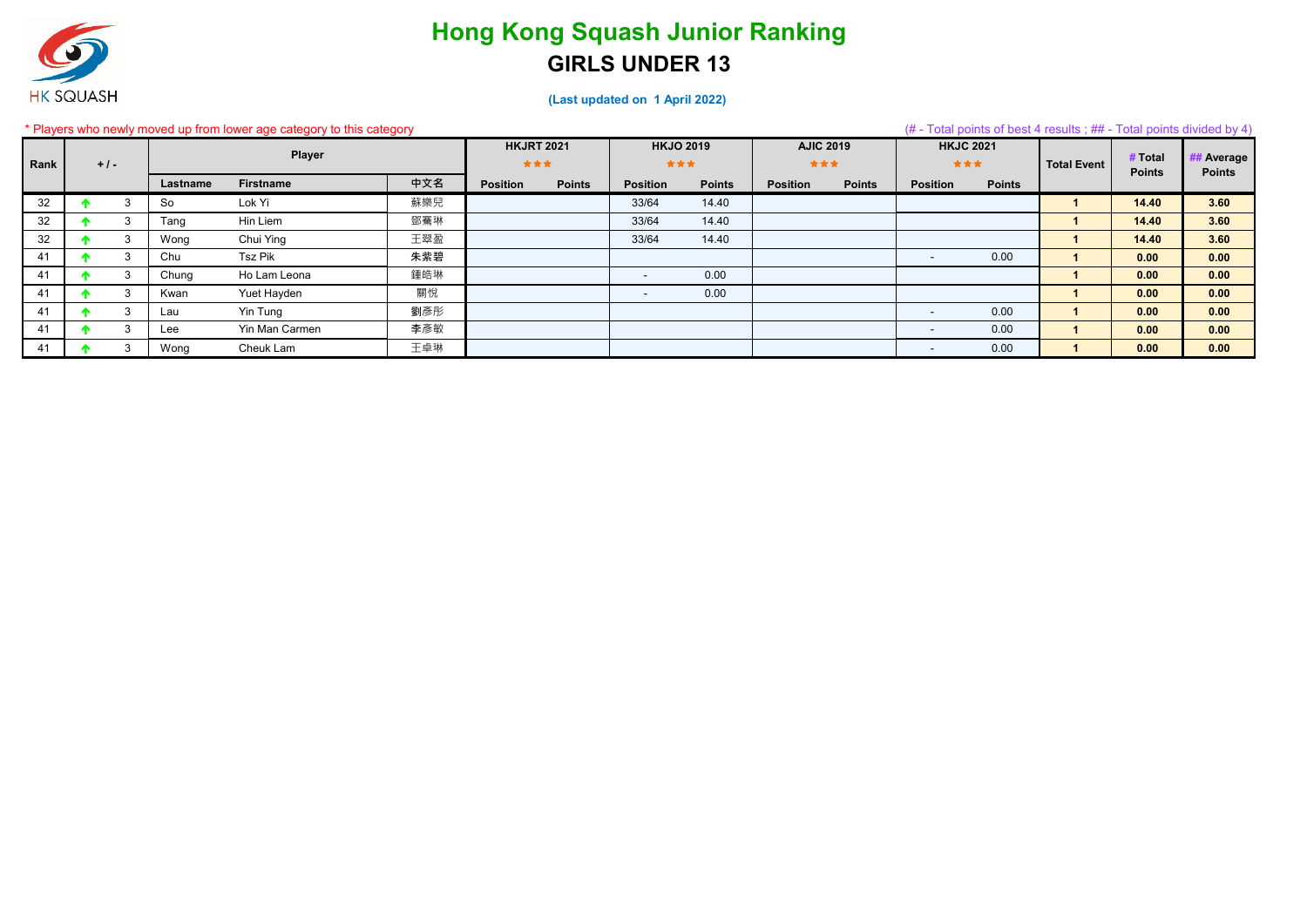# Hong Kong Squash Junior Ranking

## GIRLS UNDER 13

**(Last updated on 1 April 2022)**

* Players who newly moved up from lower age category to this category

(# - Total points of best 4 results ; ## - Total points divided by 4)

| Rank | + / - | | Player | | | HKJRT 2021 ★★★ | | HKJO 2019 ★★★ | | AJIC 2019 ★★★ | | HKJC 2021 ★★★ | | Total Event | # Total Points | ## Average Points |
|---|---|---|---|---|---|---|---|---|---|---|---|---|---|---|---|---|
| | | | Lastname | Firstname | 中文名 | Position | Points | Position | Points | Position | Points | Position | Points | | | |
| 32 | ↑ | 3 | So | Lok Yi | 蘇樂兒 | | | 33/64 | 14.40 | | | | | 1 | 14.40 | 3.60 |
| 32 | ↑ | 3 | Tang | Hin Liem | 鄧騫琳 | | | 33/64 | 14.40 | | | | | 1 | 14.40 | 3.60 |
| 32 | ↑ | 3 | Wong | Chui Ying | 王翠盈 | | | 33/64 | 14.40 | | | | | 1 | 14.40 | 3.60 |
| 41 | ↑ | 3 | Chu | Tsz Pik | 朱紫碧 | | | | | | | - | 0.00 | 1 | 0.00 | 0.00 |
| 41 | ↑ | 3 | Chung | Ho Lam Leona | 鍾皓琳 | | | - | 0.00 | | | | | 1 | 0.00 | 0.00 |
| 41 | ↑ | 3 | Kwan | Yuet Hayden | 關悅 | | | - | 0.00 | | | | | 1 | 0.00 | 0.00 |
| 41 | ↑ | 3 | Lau | Yin Tung | 劉彥彤 | | | | | | | - | 0.00 | 1 | 0.00 | 0.00 |
| 41 | ↑ | 3 | Lee | Yin Man Carmen | 李彥敏 | | | | | | | - | 0.00 | 1 | 0.00 | 0.00 |
| 41 | ↑ | 3 | Wong | Cheuk Lam | 王卓琳 | | | | | | | - | 0.00 | 1 | 0.00 | 0.00 |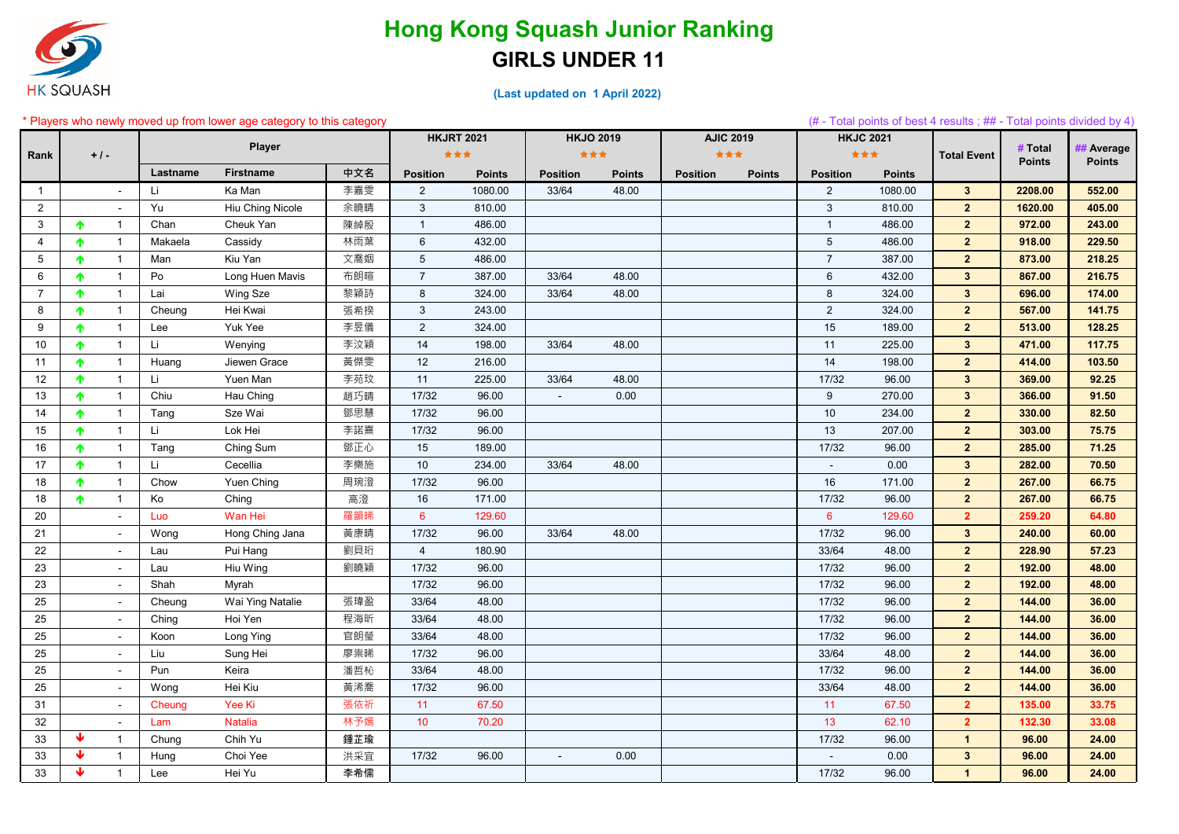HK SQUASH

# Hong Kong Squash Junior Ranking

## GIRLS UNDER 11

(Last updated on 1 April 2022)

* Players who newly moved up from lower age category to this category

(# - Total points of best 4 results ; ## - Total points divided by 4)

| Rank | + / - | | Player | | | HKJRT 2021 ★★★ | | HKJO 2019 ★★★ | | AJIC 2019 ★★★ | | HKJC 2021 ★★★ | | Total Event | # Total Points | ## Average Points |
|---|---|---|---|---|---|---|---|---|---|---|---|---|---|---|---|---|
| | | | Lastname | Firstname | 中文名 | Position | Points | Position | Points | Position | Points | Position | Points | | | |
| 1 | | - | Li | Ka Man | 李嘉雯 | 2 | 1080.00 | 33/64 | 48.00 | | | 2 | 1080.00 | 3 | 2208.00 | 552.00 |
| 2 | | - | Yu | Hiu Ching Nicole | 余曉晴 | 3 | 810.00 | | | | | 3 | 810.00 | 2 | 1620.00 | 405.00 |
| 3 | ↑ | 1 | Chan | Cheuk Yan | 陳綽殷 | 1 | 486.00 | | | | | 1 | 486.00 | 2 | 972.00 | 243.00 |
| 4 | ↑ | 1 | Makaela | Cassidy | 林雨葉 | 6 | 432.00 | | | | | 5 | 486.00 | 2 | 918.00 | 229.50 |
| 5 | ↑ | 1 | Man | Kiu Yan | 文喬姻 | 5 | 486.00 | | | | | 7 | 387.00 | 2 | 873.00 | 218.25 |
| 6 | ↑ | 1 | Po | Long Huen Mavis | 布朗暄 | 7 | 387.00 | 33/64 | 48.00 | | | 6 | 432.00 | 3 | 867.00 | 216.75 |
| 7 | ↑ | 1 | Lai | Wing Sze | 黎穎詩 | 8 | 324.00 | 33/64 | 48.00 | | | 8 | 324.00 | 3 | 696.00 | 174.00 |
| 8 | ↑ | 1 | Cheung | Hei Kwai | 張希揆 | 3 | 243.00 | | | | | 2 | 324.00 | 2 | 567.00 | 141.75 |
| 9 | ↑ | 1 | Lee | Yuk Yee | 李昱儀 | 2 | 324.00 | | | | | 15 | 189.00 | 2 | 513.00 | 128.25 |
| 10 | ↑ | 1 | Li | Wenying | 李汶穎 | 14 | 198.00 | 33/64 | 48.00 | | | 11 | 225.00 | 3 | 471.00 | 117.75 |
| 11 | ↑ | 1 | Huang | Jiewen Grace | 黃傑雯 | 12 | 216.00 | | | | | 14 | 198.00 | 2 | 414.00 | 103.50 |
| 12 | ↑ | 1 | Li | Yuen Man | 李苑玟 | 11 | 225.00 | 33/64 | 48.00 | | | 17/32 | 96.00 | 3 | 369.00 | 92.25 |
| 13 | ↑ | 1 | Chiu | Hau Ching | 趙巧晴 | 17/32 | 96.00 | - | 0.00 | | | 9 | 270.00 | 3 | 366.00 | 91.50 |
| 14 | ↑ | 1 | Tang | Sze Wai | 鄧思慧 | 17/32 | 96.00 | | | | | 10 | 234.00 | 2 | 330.00 | 82.50 |
| 15 | ↑ | 1 | Li | Lok Hei | 李諾熹 | 17/32 | 96.00 | | | | | 13 | 207.00 | 2 | 303.00 | 75.75 |
| 16 | ↑ | 1 | Tang | Ching Sum | 鄧正心 | 15 | 189.00 | | | | | 17/32 | 96.00 | 2 | 285.00 | 71.25 |
| 17 | ↑ | 1 | Li | Cecellia | 李樂施 | 10 | 234.00 | 33/64 | 48.00 | | | - | 0.00 | 3 | 282.00 | 70.50 |
| 18 | ↑ | 1 | Chow | Yuen Ching | 周琬澄 | 17/32 | 96.00 | | | | | 16 | 171.00 | 2 | 267.00 | 66.75 |
| 18 | ↑ | 1 | Ko | Ching | 高澄 | 16 | 171.00 | | | | | 17/32 | 96.00 | 2 | 267.00 | 66.75 |
| 20 | | - | Luo | Wan Hei | 羅韻晞 | 6 | 129.60 | | | | | 6 | 129.60 | 2 | 259.20 | 64.80 |
| 21 | | - | Wong | Hong Ching Jana | 黃康晴 | 17/32 | 96.00 | 33/64 | 48.00 | | | 17/32 | 96.00 | 3 | 240.00 | 60.00 |
| 22 | | - | Lau | Pui Hang | 劉貝珩 | 4 | 180.90 | | | | | 33/64 | 48.00 | 2 | 228.90 | 57.23 |
| 23 | | - | Lau | Hiu Wing | 劉曉穎 | 17/32 | 96.00 | | | | | 17/32 | 96.00 | 2 | 192.00 | 48.00 |
| 23 | | - | Shah | Myrah | | 17/32 | 96.00 | | | | | 17/32 | 96.00 | 2 | 192.00 | 48.00 |
| 25 | | - | Cheung | Wai Ying Natalie | 張瑋盈 | 33/64 | 48.00 | | | | | 17/32 | 96.00 | 2 | 144.00 | 36.00 |
| 25 | | - | Ching | Hoi Yen | 程海昕 | 33/64 | 48.00 | | | | | 17/32 | 96.00 | 2 | 144.00 | 36.00 |
| 25 | | - | Koon | Long Ying | 官朗瑩 | 33/64 | 48.00 | | | | | 17/32 | 96.00 | 2 | 144.00 | 36.00 |
| 25 | | - | Liu | Sung Hei | 廖崇晞 | 17/32 | 96.00 | | | | | 33/64 | 48.00 | 2 | 144.00 | 36.00 |
| 25 | | - | Pun | Keira | 潘哲杺 | 33/64 | 48.00 | | | | | 17/32 | 96.00 | 2 | 144.00 | 36.00 |
| 25 | | - | Wong | Hei Kiu | 黃浠喬 | 17/32 | 96.00 | | | | | 33/64 | 48.00 | 2 | 144.00 | 36.00 |
| 31 | | - | Cheung | Yee Ki | 張依祈 | 11 | 67.50 | | | | | 11 | 67.50 | 2 | 135.00 | 33.75 |
| 32 | | - | Lam | Natalia | 林予嫣 | 10 | 70.20 | | | | | 13 | 62.10 | 2 | 132.30 | 33.08 |
| 33 | ↓ | 1 | Chung | Chih Yu | 鍾芷瑜 | | | | | | | 17/32 | 96.00 | 1 | 96.00 | 24.00 |
| 33 | ↓ | 1 | Hung | Choi Yee | 洪采宜 | 17/32 | 96.00 | - | 0.00 | | | - | 0.00 | 3 | 96.00 | 24.00 |
| 33 | ↓ | 1 | Lee | Hei Yu | 李希儒 | | | | | | | 17/32 | 96.00 | 1 | 96.00 | 24.00 |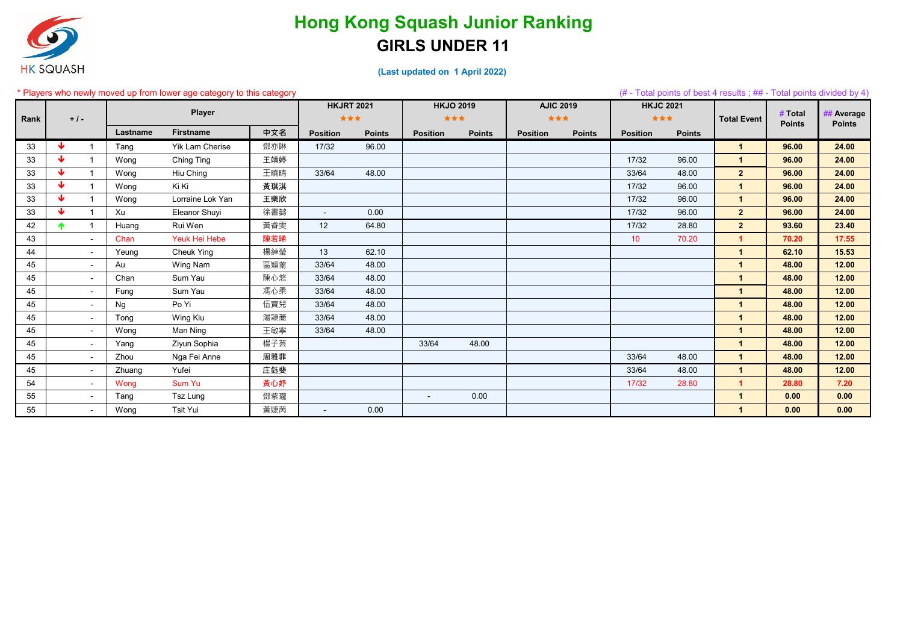# Hong Kong Squash Junior Ranking

## GIRLS UNDER 11

(Last updated on 1 April 2022)

\* Players who newly moved up from lower age category to this category

(# - Total points of best 4 results ; ## - Total points divided by 4)

| Rank | + / - | | Player | | | HKJRT 2021 ★★★ | | HKJO 2019 ★★★ | | AJIC 2019 ★★★ | | HKJC 2021 ★★★ | | Total Event | # Total Points | ## Average Points |
|---|---|---|---|---|---|---|---|---|---|---|---|---|---|---|---|---|
| | | | Lastname | Firstname | 中文名 | Position | Points | Position | Points | Position | Points | Position | Points | | | |
| 33 | ↓ | 1 | Tang | Yik Lam Cherise | 鄧亦琳 | 17/32 | 96.00 | | | | | | | 1 | 96.00 | 24.00 |
| 33 | ↓ | 1 | Wong | Ching Ting | 王靖婷 | | | | | | | 17/32 | 96.00 | 1 | 96.00 | 24.00 |
| 33 | ↓ | 1 | Wong | Hiu Ching | 王曉晴 | 33/64 | 48.00 | | | | | 33/64 | 48.00 | 2 | 96.00 | 24.00 |
| 33 | ↓ | 1 | Wong | Ki Ki | 黃琪淇 | | | | | | | 17/32 | 96.00 | 1 | 96.00 | 24.00 |
| 33 | ↓ | 1 | Wong | Lorraine Lok Yan | 王樂欣 | | | | | | | 17/32 | 96.00 | 1 | 96.00 | 24.00 |
| 33 | ↓ | 1 | Xu | Eleanor Shuyi | 徐書懿 | - | 0.00 | | | | | 17/32 | 96.00 | 2 | 96.00 | 24.00 |
| 42 | ↑ | 1 | Huang | Rui Wen | 黃睿雯 | 12 | 64.80 | | | | | 17/32 | 28.80 | 2 | 93.60 | 23.40 |
| 43 | | - | Chan | Yeuk Hei Hebe | 陳若晞 | | | | | | | 10 | 70.20 | 1 | 70.20 | 17.55 |
| 44 | | - | Yeung | Cheuk Ying | 楊綽瑩 | 13 | 62.10 | | | | | | | 1 | 62.10 | 15.53 |
| 45 | | - | Au | Wing Nam | 區穎蔺 | 33/64 | 48.00 | | | | | | | 1 | 48.00 | 12.00 |
| 45 | | - | Chan | Sum Yau | 陳心悠 | 33/64 | 48.00 | | | | | | | 1 | 48.00 | 12.00 |
| 45 | | - | Fung | Sum Yau | 馮心柔 | 33/64 | 48.00 | | | | | | | 1 | 48.00 | 12.00 |
| 45 | | - | Ng | Po Yi | 伍寶兒 | 33/64 | 48.00 | | | | | | | 1 | 48.00 | 12.00 |
| 45 | | - | Tong | Wing Kiu | 湯穎蕎 | 33/64 | 48.00 | | | | | | | 1 | 48.00 | 12.00 |
| 45 | | - | Wong | Man Ning | 王敏寧 | 33/64 | 48.00 | | | | | | | 1 | 48.00 | 12.00 |
| 45 | | - | Yang | Ziyun Sophia | 楊子芸 | | | 33/64 | 48.00 | | | | | 1 | 48.00 | 12.00 |
| 45 | | - | Zhou | Nga Fei Anne | 周雅菲 | | | | | | | 33/64 | 48.00 | 1 | 48.00 | 12.00 |
| 45 | | - | Zhuang | Yufei | 庄鈺斐 | | | | | | | 33/64 | 48.00 | 1 | 48.00 | 12.00 |
| 54 | | - | Wong | Sum Yu | 黃心妤 | | | | | | | 17/32 | 28.80 | 1 | 28.80 | 7.20 |
| 55 | | - | Tang | Tsz Lung | 鄧紫瓏 | | | - | 0.00 | | | | | 1 | 0.00 | 0.00 |
| 55 | | - | Wong | Tsit Yui | 黃婕芮 | - | 0.00 | | | | | | | 1 | 0.00 | 0.00 |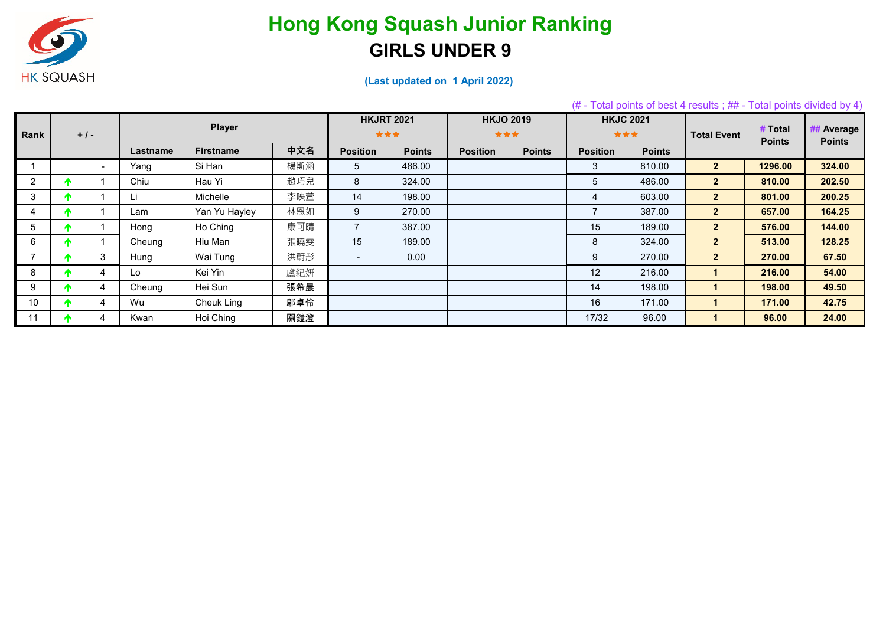# Hong Kong Squash Junior Ranking

## GIRLS UNDER 9

(Last updated on 1 April 2022)

(# - Total points of best 4 results ; ## - Total points divided by 4)

| Rank | +/- | | Player | | | HKJRT 2021 ★★★ | | HKJO 2019 ★★★ | | HKJC 2021 ★★★ | | Total Event | # Total Points | ## Average Points |
|---|---|---|---|---|---|---|---|---|---|---|---|---|---|---|
| | | | Lastname | Firstname | 中文名 | Position | Points | Position | Points | Position | Points | | | |
| 1 | | - | Yang | Si Han | 楊斯涵 | 5 | 486.00 | | | 3 | 810.00 | 2 | 1296.00 | 324.00 |
| 2 | ↑ | 1 | Chiu | Hau Yi | 趙巧兒 | 8 | 324.00 | | | 5 | 486.00 | 2 | 810.00 | 202.50 |
| 3 | ↑ | 1 | Li | Michelle | 李映萱 | 14 | 198.00 | | | 4 | 603.00 | 2 | 801.00 | 200.25 |
| 4 | ↑ | 1 | Lam | Yan Yu Hayley | 林恩如 | 9 | 270.00 | | | 7 | 387.00 | 2 | 657.00 | 164.25 |
| 5 | ↑ | 1 | Hong | Ho Ching | 康可晴 | 7 | 387.00 | | | 15 | 189.00 | 2 | 576.00 | 144.00 |
| 6 | ↑ | 1 | Cheung | Hiu Man | 張曉雯 | 15 | 189.00 | | | 8 | 324.00 | 2 | 513.00 | 128.25 |
| 7 | ↑ | 3 | Hung | Wai Tung | 洪蔚彤 | - | 0.00 | | | 9 | 270.00 | 2 | 270.00 | 67.50 |
| 8 | ↑ | 4 | Lo | Kei Yin | 盧紀妍 | | | | | 12 | 216.00 | 1 | 216.00 | 54.00 |
| 9 | ↑ | 4 | Cheung | Hei Sun | 張希晨 | | | | | 14 | 198.00 | 1 | 198.00 | 49.50 |
| 10 | ↑ | 4 | Wu | Cheuk Ling | 鄔卓伶 | | | | | 16 | 171.00 | 1 | 171.00 | 42.75 |
| 11 | ↑ | 4 | Kwan | Hoi Ching | 關鎧澄 | | | | | 17/32 | 96.00 | 1 | 96.00 | 24.00 |